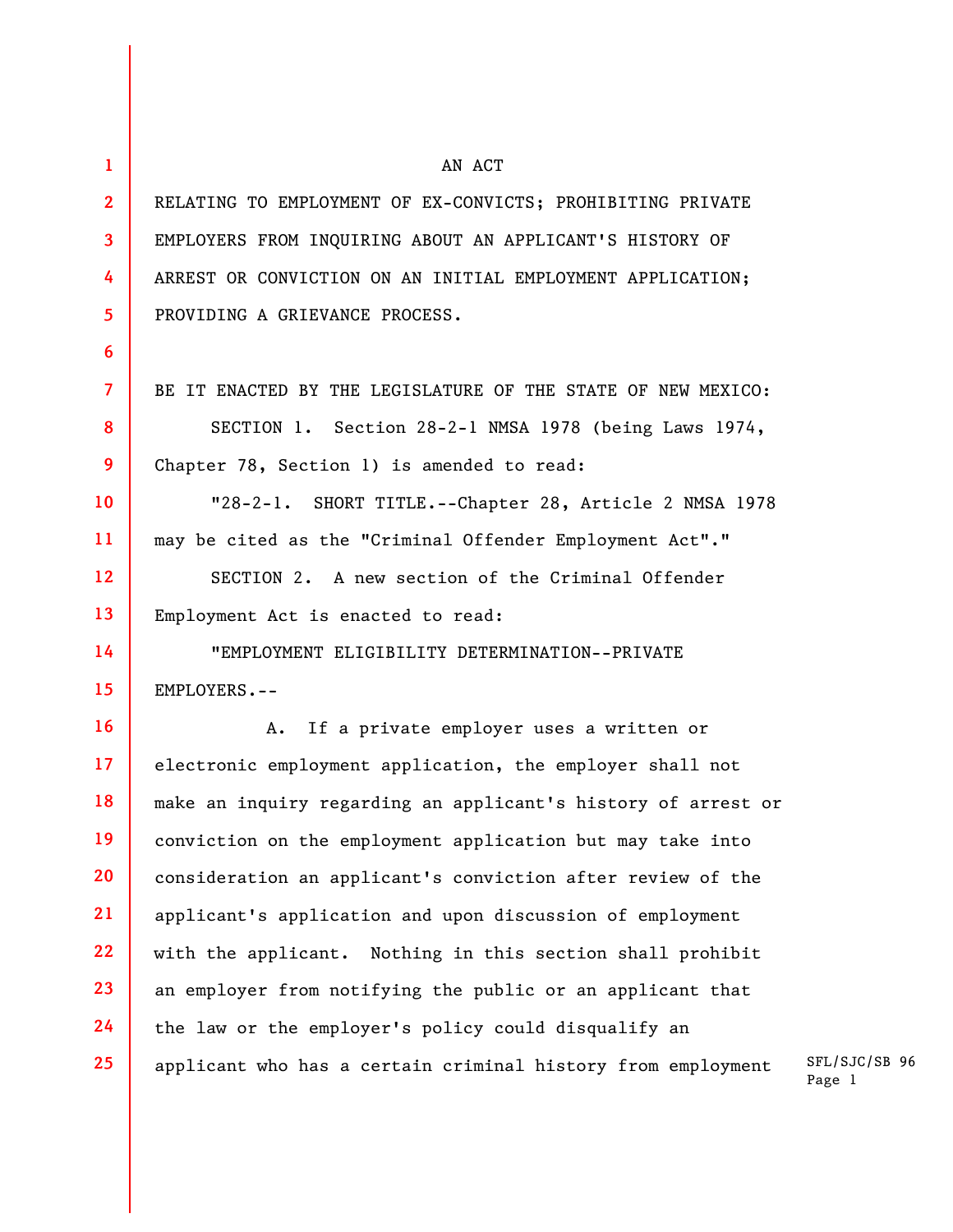AN ACT

RELATING TO EMPLOYMENT OF EX-CONVICTS; PROHIBITING PRIVATE EMPLOYERS FROM INQUIRING ABOUT AN APPLICANT'S HISTORY OF ARREST OR CONVICTION ON AN INITIAL EMPLOYMENT APPLICATION; PROVIDING A GRIEVANCE PROCESS.

BE IT ENACTED BY THE LEGISLATURE OF THE STATE OF NEW MEXICO:

SECTION 1. Section 28-2-1 NMSA 1978 (being Laws 1974, Chapter 78, Section 1) is amended to read:

"28-2-1. SHORT TITLE.--Chapter 28, Article 2 NMSA 1978 may be cited as the "Criminal Offender Employment Act"."

SECTION 2. A new section of the Criminal Offender Employment Act is enacted to read:

"EMPLOYMENT ELIGIBILITY DETERMINATION--PRIVATE EMPLOYERS.--

A. If a private employer uses a written or electronic employment application, the employer shall not make an inquiry regarding an applicant's history of arrest or conviction on the employment application but may take into consideration an applicant's conviction after review of the applicant's application and upon discussion of employment with the applicant. Nothing in this section shall prohibit an employer from notifying the public or an applicant that the law or the employer's policy could disqualify an applicant who has a certain criminal history from employment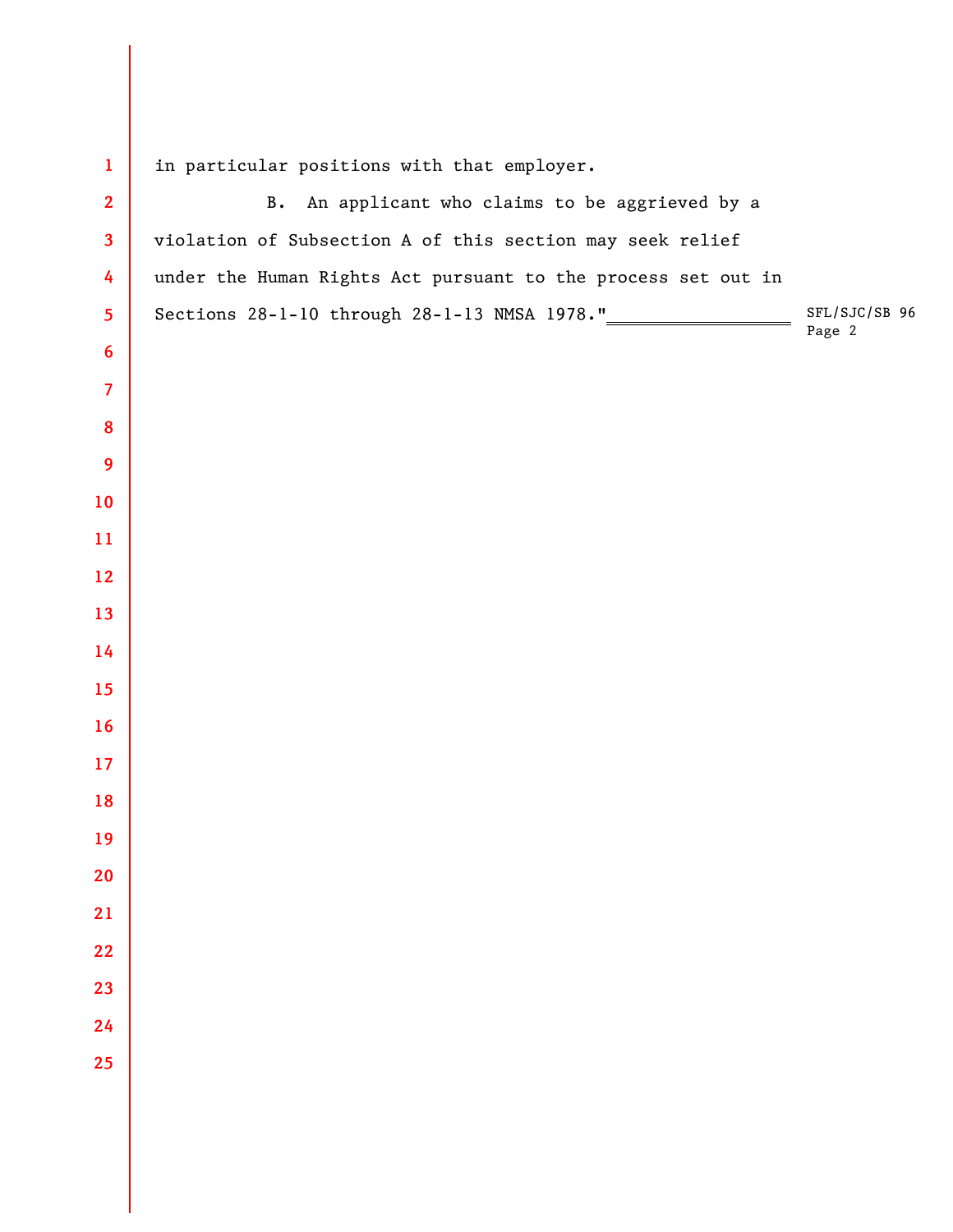in particular positions with that employer.

B. An applicant who claims to be aggrieved by a violation of Subsection A of this section may seek relief under the Human Rights Act pursuant to the process set out in Sections 28-1-10 through 28-1-13 NMSA 1978."